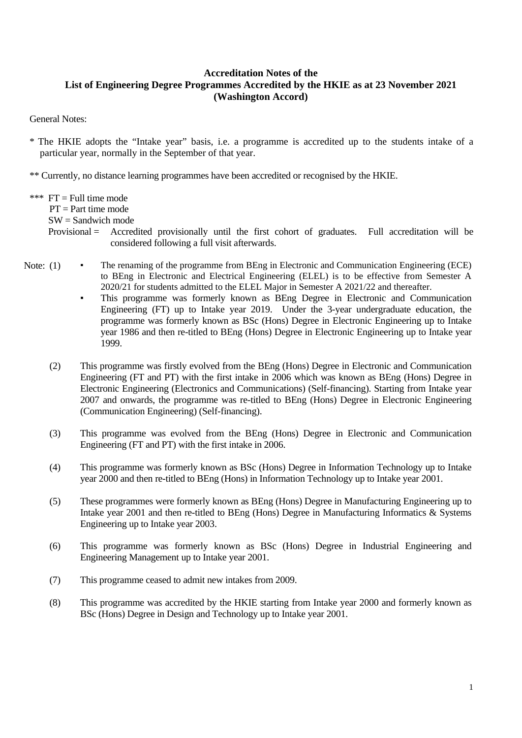# Accreditation Notes of the List of Engineering Degree Programmes Accredited by the HKIE as at 23 November 2021 (Washington Accord)

General Notes:

* The HKIE adopts the "Intake year" basis, i.e. a programme is accredited up to the students intake of a particular year, normally in the September of that year.

** Currently, no distance learning programmes have been accredited or recognised by the HKIE.

*** FT = Full time mode
PT = Part time mode
SW = Sandwich mode
Provisional = Accredited provisionally until the first cohort of graduates. Full accreditation will be considered following a full visit afterwards.

Note:

(1)
- The renaming of the programme from BEng in Electronic and Communication Engineering (ECE) to BEng in Electronic and Electrical Engineering (ELEL) is to be effective from Semester A 2020/21 for students admitted to the ELEL Major in Semester A 2021/22 and thereafter.
- This programme was formerly known as BEng Degree in Electronic and Communication Engineering (FT) up to Intake year 2019. Under the 3-year undergraduate education, the programme was formerly known as BSc (Hons) Degree in Electronic Engineering up to Intake year 1986 and then re-titled to BEng (Hons) Degree in Electronic Engineering up to Intake year 1999.

(2) This programme was firstly evolved from the BEng (Hons) Degree in Electronic and Communication Engineering (FT and PT) with the first intake in 2006 which was known as BEng (Hons) Degree in Electronic Engineering (Electronics and Communications) (Self-financing). Starting from Intake year 2007 and onwards, the programme was re-titled to BEng (Hons) Degree in Electronic Engineering (Communication Engineering) (Self-financing).

(3) This programme was evolved from the BEng (Hons) Degree in Electronic and Communication Engineering (FT and PT) with the first intake in 2006.

(4) This programme was formerly known as BSc (Hons) Degree in Information Technology up to Intake year 2000 and then re-titled to BEng (Hons) in Information Technology up to Intake year 2001.

(5) These programmes were formerly known as BEng (Hons) Degree in Manufacturing Engineering up to Intake year 2001 and then re-titled to BEng (Hons) Degree in Manufacturing Informatics & Systems Engineering up to Intake year 2003.

(6) This programme was formerly known as BSc (Hons) Degree in Industrial Engineering and Engineering Management up to Intake year 2001.

(7) This programme ceased to admit new intakes from 2009.

(8) This programme was accredited by the HKIE starting from Intake year 2000 and formerly known as BSc (Hons) Degree in Design and Technology up to Intake year 2001.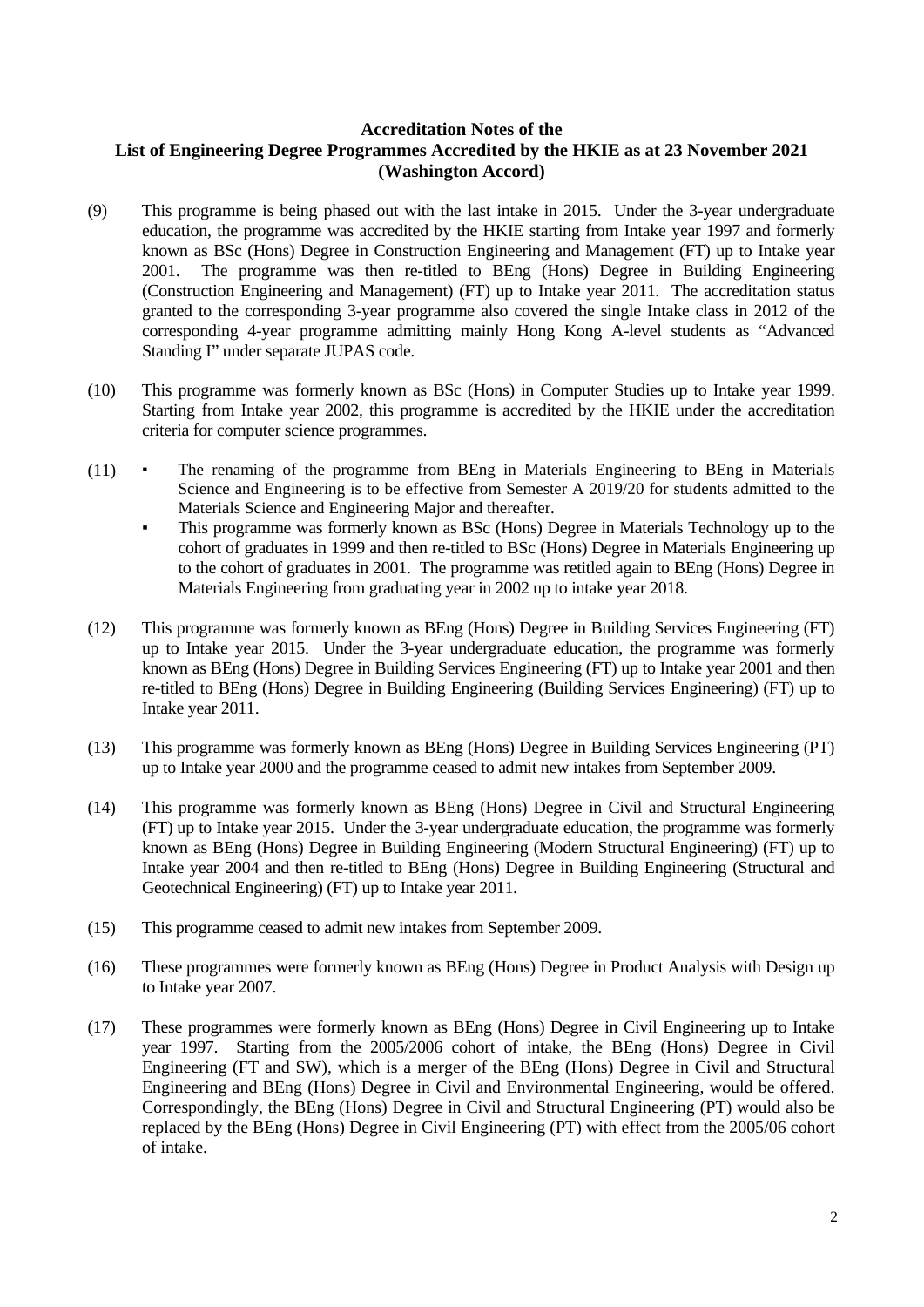**Accreditation Notes of the**
**List of Engineering Degree Programmes Accredited by the HKIE as at 23 November 2021**
**(Washington Accord)**

(9) This programme is being phased out with the last intake in 2015. Under the 3-year undergraduate education, the programme was accredited by the HKIE starting from Intake year 1997 and formerly known as BSc (Hons) Degree in Construction Engineering and Management (FT) up to Intake year 2001. The programme was then re-titled to BEng (Hons) Degree in Building Engineering (Construction Engineering and Management) (FT) up to Intake year 2011. The accreditation status granted to the corresponding 3-year programme also covered the single Intake class in 2012 of the corresponding 4-year programme admitting mainly Hong Kong A-level students as "Advanced Standing I" under separate JUPAS code.

(10) This programme was formerly known as BSc (Hons) in Computer Studies up to Intake year 1999. Starting from Intake year 2002, this programme is accredited by the HKIE under the accreditation criteria for computer science programmes.

(11)
- The renaming of the programme from BEng in Materials Engineering to BEng in Materials Science and Engineering is to be effective from Semester A 2019/20 for students admitted to the Materials Science and Engineering Major and thereafter.
- This programme was formerly known as BSc (Hons) Degree in Materials Technology up to the cohort of graduates in 1999 and then re-titled to BSc (Hons) Degree in Materials Engineering up to the cohort of graduates in 2001. The programme was retitled again to BEng (Hons) Degree in Materials Engineering from graduating year in 2002 up to intake year 2018.

(12) This programme was formerly known as BEng (Hons) Degree in Building Services Engineering (FT) up to Intake year 2015. Under the 3-year undergraduate education, the programme was formerly known as BEng (Hons) Degree in Building Services Engineering (FT) up to Intake year 2001 and then re-titled to BEng (Hons) Degree in Building Engineering (Building Services Engineering) (FT) up to Intake year 2011.

(13) This programme was formerly known as BEng (Hons) Degree in Building Services Engineering (PT) up to Intake year 2000 and the programme ceased to admit new intakes from September 2009.

(14) This programme was formerly known as BEng (Hons) Degree in Civil and Structural Engineering (FT) up to Intake year 2015. Under the 3-year undergraduate education, the programme was formerly known as BEng (Hons) Degree in Building Engineering (Modern Structural Engineering) (FT) up to Intake year 2004 and then re-titled to BEng (Hons) Degree in Building Engineering (Structural and Geotechnical Engineering) (FT) up to Intake year 2011.

(15) This programme ceased to admit new intakes from September 2009.

(16) These programmes were formerly known as BEng (Hons) Degree in Product Analysis with Design up to Intake year 2007.

(17) These programmes were formerly known as BEng (Hons) Degree in Civil Engineering up to Intake year 1997. Starting from the 2005/2006 cohort of intake, the BEng (Hons) Degree in Civil Engineering (FT and SW), which is a merger of the BEng (Hons) Degree in Civil and Structural Engineering and BEng (Hons) Degree in Civil and Environmental Engineering, would be offered. Correspondingly, the BEng (Hons) Degree in Civil and Structural Engineering (PT) would also be replaced by the BEng (Hons) Degree in Civil Engineering (PT) with effect from the 2005/06 cohort of intake.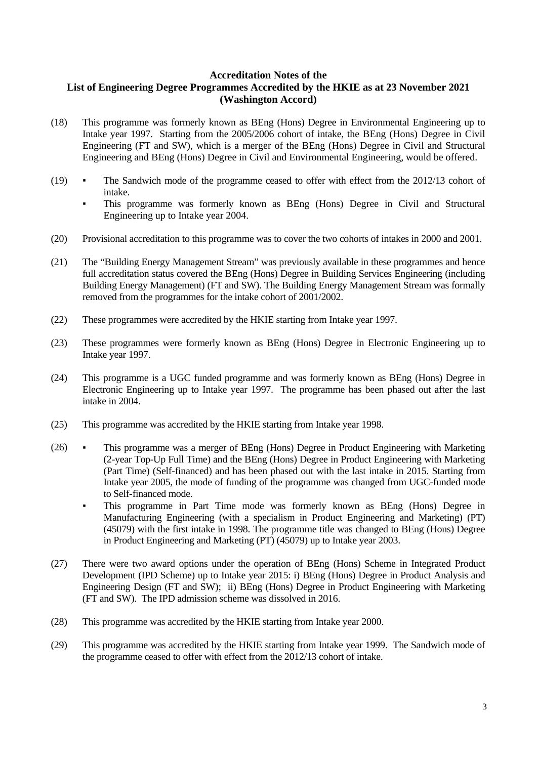**Accreditation Notes of the**
**List of Engineering Degree Programmes Accredited by the HKIE as at 23 November 2021**
**(Washington Accord)**

(18) This programme was formerly known as BEng (Hons) Degree in Environmental Engineering up to Intake year 1997. Starting from the 2005/2006 cohort of intake, the BEng (Hons) Degree in Civil Engineering (FT and SW), which is a merger of the BEng (Hons) Degree in Civil and Structural Engineering and BEng (Hons) Degree in Civil and Environmental Engineering, would be offered.

(19)
- The Sandwich mode of the programme ceased to offer with effect from the 2012/13 cohort of intake.
- This programme was formerly known as BEng (Hons) Degree in Civil and Structural Engineering up to Intake year 2004.

(20) Provisional accreditation to this programme was to cover the two cohorts of intakes in 2000 and 2001.

(21) The "Building Energy Management Stream" was previously available in these programmes and hence full accreditation status covered the BEng (Hons) Degree in Building Services Engineering (including Building Energy Management) (FT and SW). The Building Energy Management Stream was formally removed from the programmes for the intake cohort of 2001/2002.

(22) These programmes were accredited by the HKIE starting from Intake year 1997.

(23) These programmes were formerly known as BEng (Hons) Degree in Electronic Engineering up to Intake year 1997.

(24) This programme is a UGC funded programme and was formerly known as BEng (Hons) Degree in Electronic Engineering up to Intake year 1997. The programme has been phased out after the last intake in 2004.

(25) This programme was accredited by the HKIE starting from Intake year 1998.

(26)
- This programme was a merger of BEng (Hons) Degree in Product Engineering with Marketing (2-year Top-Up Full Time) and the BEng (Hons) Degree in Product Engineering with Marketing (Part Time) (Self-financed) and has been phased out with the last intake in 2015. Starting from Intake year 2005, the mode of funding of the programme was changed from UGC-funded mode to Self-financed mode.
- This programme in Part Time mode was formerly known as BEng (Hons) Degree in Manufacturing Engineering (with a specialism in Product Engineering and Marketing) (PT) (45079) with the first intake in 1998. The programme title was changed to BEng (Hons) Degree in Product Engineering and Marketing (PT) (45079) up to Intake year 2003.

(27) There were two award options under the operation of BEng (Hons) Scheme in Integrated Product Development (IPD Scheme) up to Intake year 2015: i) BEng (Hons) Degree in Product Analysis and Engineering Design (FT and SW); ii) BEng (Hons) Degree in Product Engineering with Marketing (FT and SW). The IPD admission scheme was dissolved in 2016.

(28) This programme was accredited by the HKIE starting from Intake year 2000.

(29) This programme was accredited by the HKIE starting from Intake year 1999. The Sandwich mode of the programme ceased to offer with effect from the 2012/13 cohort of intake.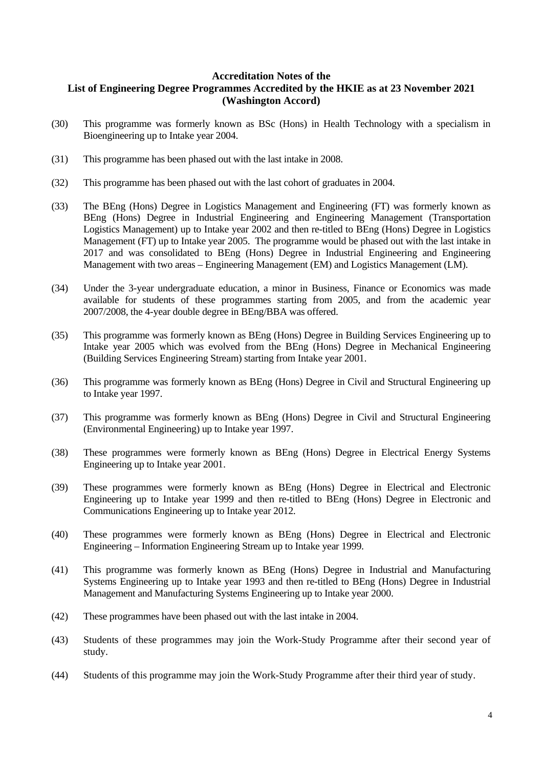**Accreditation Notes of the**
**List of Engineering Degree Programmes Accredited by the HKIE as at 23 November 2021**
**(Washington Accord)**

(30) This programme was formerly known as BSc (Hons) in Health Technology with a specialism in Bioengineering up to Intake year 2004.

(31) This programme has been phased out with the last intake in 2008.

(32) This programme has been phased out with the last cohort of graduates in 2004.

(33) The BEng (Hons) Degree in Logistics Management and Engineering (FT) was formerly known as BEng (Hons) Degree in Industrial Engineering and Engineering Management (Transportation Logistics Management) up to Intake year 2002 and then re-titled to BEng (Hons) Degree in Logistics Management (FT) up to Intake year 2005. The programme would be phased out with the last intake in 2017 and was consolidated to BEng (Hons) Degree in Industrial Engineering and Engineering Management with two areas – Engineering Management (EM) and Logistics Management (LM).

(34) Under the 3-year undergraduate education, a minor in Business, Finance or Economics was made available for students of these programmes starting from 2005, and from the academic year 2007/2008, the 4-year double degree in BEng/BBA was offered.

(35) This programme was formerly known as BEng (Hons) Degree in Building Services Engineering up to Intake year 2005 which was evolved from the BEng (Hons) Degree in Mechanical Engineering (Building Services Engineering Stream) starting from Intake year 2001.

(36) This programme was formerly known as BEng (Hons) Degree in Civil and Structural Engineering up to Intake year 1997.

(37) This programme was formerly known as BEng (Hons) Degree in Civil and Structural Engineering (Environmental Engineering) up to Intake year 1997.

(38) These programmes were formerly known as BEng (Hons) Degree in Electrical Energy Systems Engineering up to Intake year 2001.

(39) These programmes were formerly known as BEng (Hons) Degree in Electrical and Electronic Engineering up to Intake year 1999 and then re-titled to BEng (Hons) Degree in Electronic and Communications Engineering up to Intake year 2012.

(40) These programmes were formerly known as BEng (Hons) Degree in Electrical and Electronic Engineering – Information Engineering Stream up to Intake year 1999.

(41) This programme was formerly known as BEng (Hons) Degree in Industrial and Manufacturing Systems Engineering up to Intake year 1993 and then re-titled to BEng (Hons) Degree in Industrial Management and Manufacturing Systems Engineering up to Intake year 2000.

(42) These programmes have been phased out with the last intake in 2004.

(43) Students of these programmes may join the Work-Study Programme after their second year of study.

(44) Students of this programme may join the Work-Study Programme after their third year of study.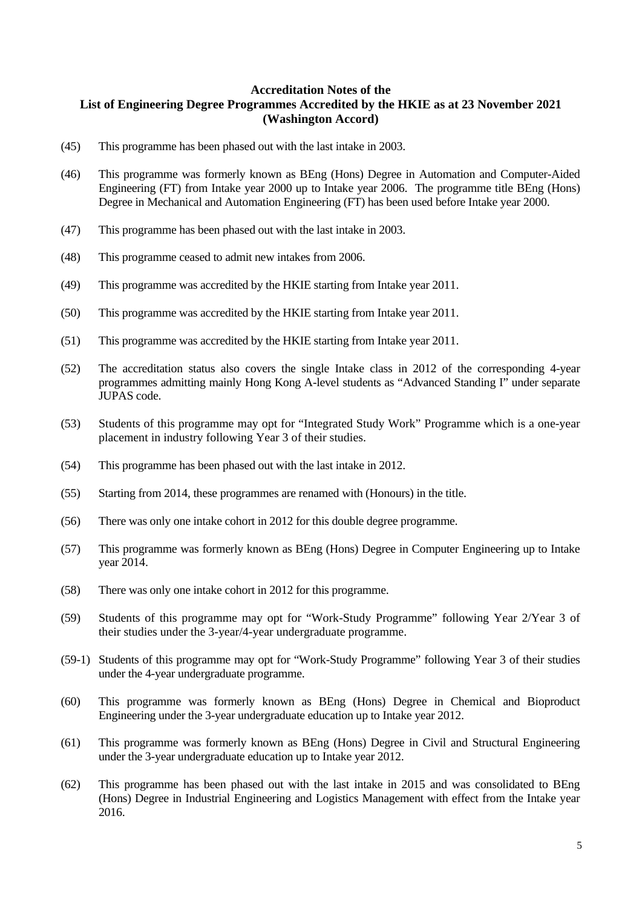**Accreditation Notes of the**
**List of Engineering Degree Programmes Accredited by the HKIE as at 23 November 2021**
**(Washington Accord)**

(45) This programme has been phased out with the last intake in 2003.

(46) This programme was formerly known as BEng (Hons) Degree in Automation and Computer-Aided Engineering (FT) from Intake year 2000 up to Intake year 2006. The programme title BEng (Hons) Degree in Mechanical and Automation Engineering (FT) has been used before Intake year 2000.

(47) This programme has been phased out with the last intake in 2003.

(48) This programme ceased to admit new intakes from 2006.

(49) This programme was accredited by the HKIE starting from Intake year 2011.

(50) This programme was accredited by the HKIE starting from Intake year 2011.

(51) This programme was accredited by the HKIE starting from Intake year 2011.

(52) The accreditation status also covers the single Intake class in 2012 of the corresponding 4-year programmes admitting mainly Hong Kong A-level students as "Advanced Standing I" under separate JUPAS code.

(53) Students of this programme may opt for "Integrated Study Work" Programme which is a one-year placement in industry following Year 3 of their studies.

(54) This programme has been phased out with the last intake in 2012.

(55) Starting from 2014, these programmes are renamed with (Honours) in the title.

(56) There was only one intake cohort in 2012 for this double degree programme.

(57) This programme was formerly known as BEng (Hons) Degree in Computer Engineering up to Intake year 2014.

(58) There was only one intake cohort in 2012 for this programme.

(59) Students of this programme may opt for "Work-Study Programme" following Year 2/Year 3 of their studies under the 3-year/4-year undergraduate programme.

(59-1) Students of this programme may opt for "Work-Study Programme" following Year 3 of their studies under the 4-year undergraduate programme.

(60) This programme was formerly known as BEng (Hons) Degree in Chemical and Bioproduct Engineering under the 3-year undergraduate education up to Intake year 2012.

(61) This programme was formerly known as BEng (Hons) Degree in Civil and Structural Engineering under the 3-year undergraduate education up to Intake year 2012.

(62) This programme has been phased out with the last intake in 2015 and was consolidated to BEng (Hons) Degree in Industrial Engineering and Logistics Management with effect from the Intake year 2016.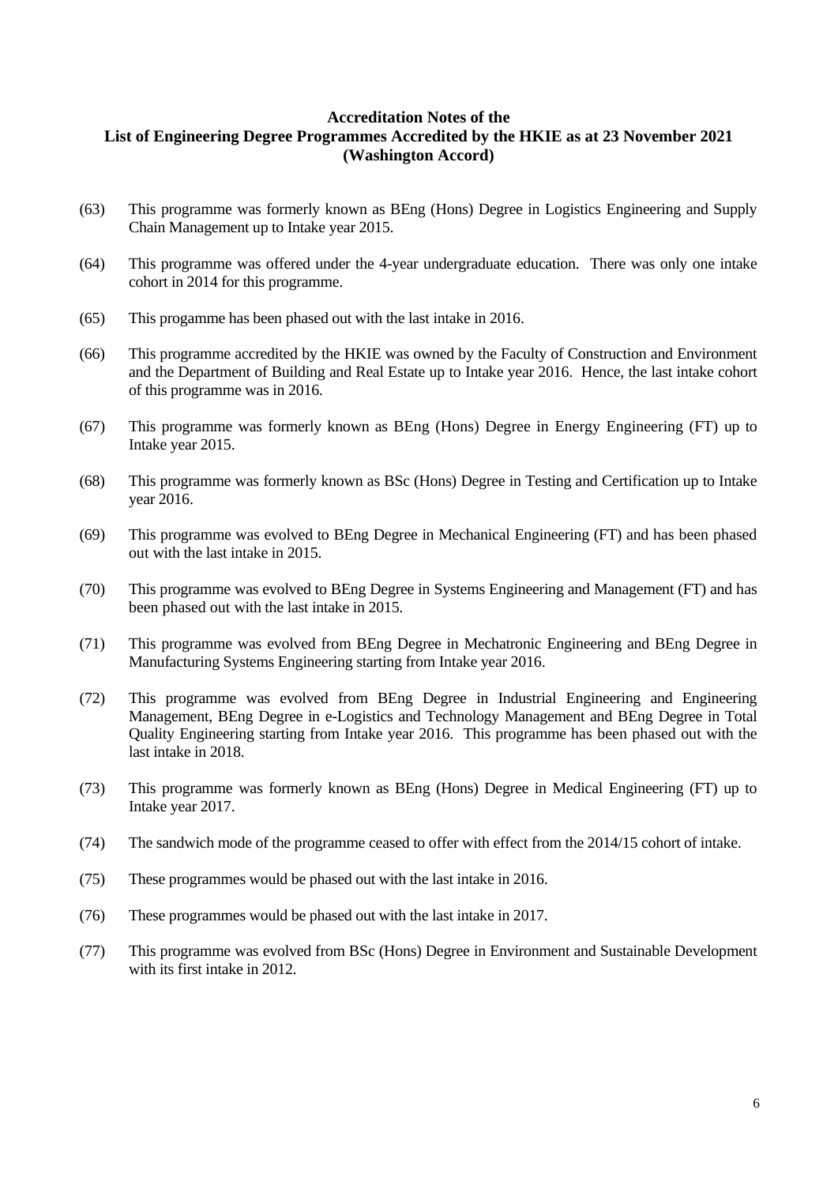**Accreditation Notes of the**
**List of Engineering Degree Programmes Accredited by the HKIE as at 23 November 2021**
**(Washington Accord)**

(63) This programme was formerly known as BEng (Hons) Degree in Logistics Engineering and Supply Chain Management up to Intake year 2015.

(64) This programme was offered under the 4-year undergraduate education. There was only one intake cohort in 2014 for this programme.

(65) This progamme has been phased out with the last intake in 2016.

(66) This programme accredited by the HKIE was owned by the Faculty of Construction and Environment and the Department of Building and Real Estate up to Intake year 2016. Hence, the last intake cohort of this programme was in 2016.

(67) This programme was formerly known as BEng (Hons) Degree in Energy Engineering (FT) up to Intake year 2015.

(68) This programme was formerly known as BSc (Hons) Degree in Testing and Certification up to Intake year 2016.

(69) This programme was evolved to BEng Degree in Mechanical Engineering (FT) and has been phased out with the last intake in 2015.

(70) This programme was evolved to BEng Degree in Systems Engineering and Management (FT) and has been phased out with the last intake in 2015.

(71) This programme was evolved from BEng Degree in Mechatronic Engineering and BEng Degree in Manufacturing Systems Engineering starting from Intake year 2016.

(72) This programme was evolved from BEng Degree in Industrial Engineering and Engineering Management, BEng Degree in e-Logistics and Technology Management and BEng Degree in Total Quality Engineering starting from Intake year 2016. This programme has been phased out with the last intake in 2018.

(73) This programme was formerly known as BEng (Hons) Degree in Medical Engineering (FT) up to Intake year 2017.

(74) The sandwich mode of the programme ceased to offer with effect from the 2014/15 cohort of intake.

(75) These programmes would be phased out with the last intake in 2016.

(76) These programmes would be phased out with the last intake in 2017.

(77) This programme was evolved from BSc (Hons) Degree in Environment and Sustainable Development with its first intake in 2012.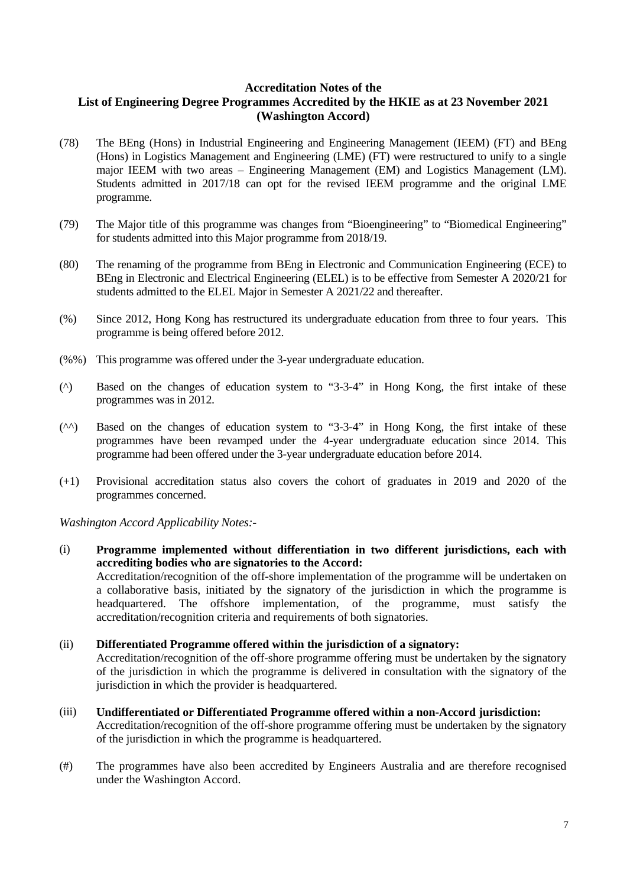**Accreditation Notes of the**
**List of Engineering Degree Programmes Accredited by the HKIE as at 23 November 2021**
**(Washington Accord)**

(78) The BEng (Hons) in Industrial Engineering and Engineering Management (IEEM) (FT) and BEng (Hons) in Logistics Management and Engineering (LME) (FT) were restructured to unify to a single major IEEM with two areas – Engineering Management (EM) and Logistics Management (LM). Students admitted in 2017/18 can opt for the revised IEEM programme and the original LME programme.

(79) The Major title of this programme was changes from "Bioengineering" to "Biomedical Engineering" for students admitted into this Major programme from 2018/19.

(80) The renaming of the programme from BEng in Electronic and Communication Engineering (ECE) to BEng in Electronic and Electrical Engineering (ELEL) is to be effective from Semester A 2020/21 for students admitted to the ELEL Major in Semester A 2021/22 and thereafter.

(%) Since 2012, Hong Kong has restructured its undergraduate education from three to four years. This programme is being offered before 2012.

(%%) This programme was offered under the 3-year undergraduate education.

(^) Based on the changes of education system to "3-3-4" in Hong Kong, the first intake of these programmes was in 2012.

(^^) Based on the changes of education system to "3-3-4" in Hong Kong, the first intake of these programmes have been revamped under the 4-year undergraduate education since 2014. This programme had been offered under the 3-year undergraduate education before 2014.

(+1) Provisional accreditation status also covers the cohort of graduates in 2019 and 2020 of the programmes concerned.

*Washington Accord Applicability Notes:-*

(i) **Programme implemented without differentiation in two different jurisdictions, each with accrediting bodies who are signatories to the Accord:**
Accreditation/recognition of the off-shore implementation of the programme will be undertaken on a collaborative basis, initiated by the signatory of the jurisdiction in which the programme is headquartered. The offshore implementation, of the programme, must satisfy the accreditation/recognition criteria and requirements of both signatories.

(ii) **Differentiated Programme offered within the jurisdiction of a signatory:**
Accreditation/recognition of the off-shore programme offering must be undertaken by the signatory of the jurisdiction in which the programme is delivered in consultation with the signatory of the jurisdiction in which the provider is headquartered.

(iii) **Undifferentiated or Differentiated Programme offered within a non-Accord jurisdiction:**
Accreditation/recognition of the off-shore programme offering must be undertaken by the signatory of the jurisdiction in which the programme is headquartered.

(#) The programmes have also been accredited by Engineers Australia and are therefore recognised under the Washington Accord.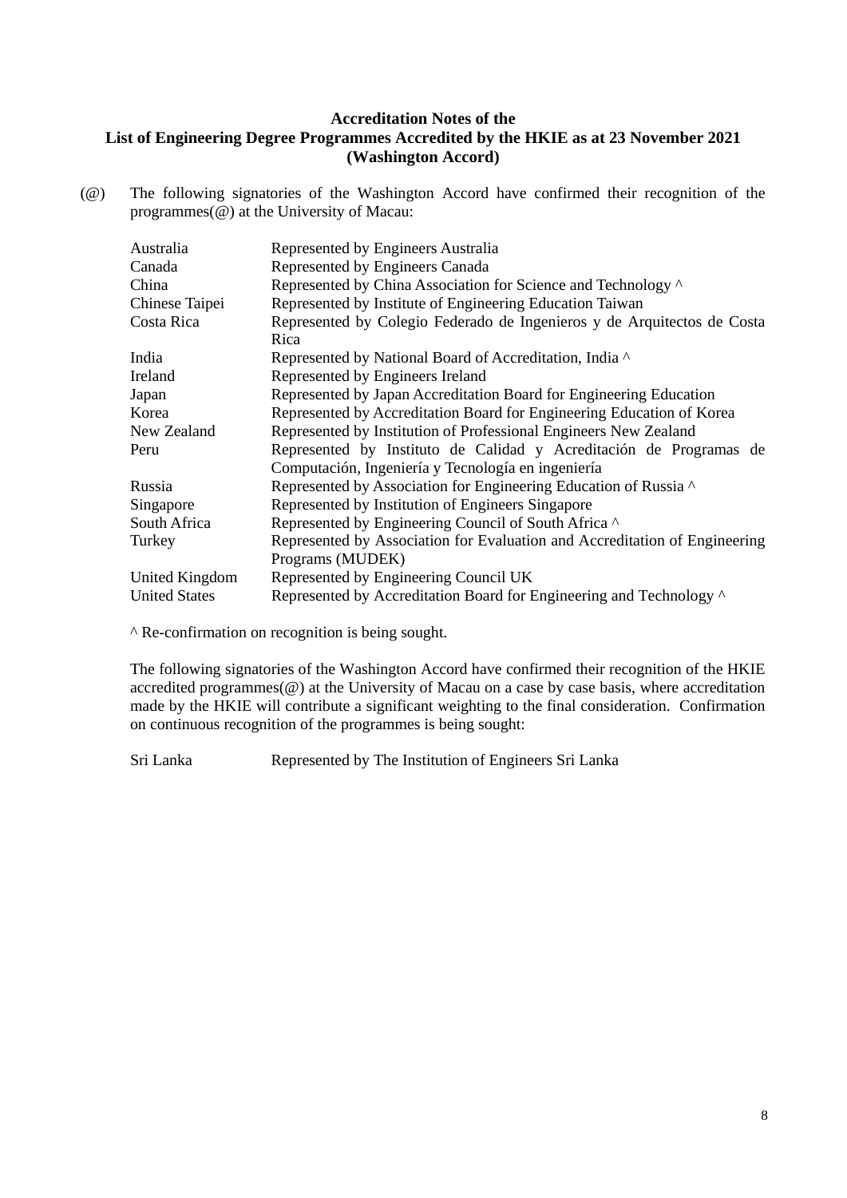**Accreditation Notes of the**
**List of Engineering Degree Programmes Accredited by the HKIE as at 23 November 2021**
**(Washington Accord)**

(@) The following signatories of the Washington Accord have confirmed their recognition of the programmes(@) at the University of Macau:

| | |
|---|---|
| Australia | Represented by Engineers Australia |
| Canada | Represented by Engineers Canada |
| China | Represented by China Association for Science and Technology ^ |
| Chinese Taipei | Represented by Institute of Engineering Education Taiwan |
| Costa Rica | Represented by Colegio Federado de Ingenieros y de Arquitectos de Costa Rica |
| India | Represented by National Board of Accreditation, India ^ |
| Ireland | Represented by Engineers Ireland |
| Japan | Represented by Japan Accreditation Board for Engineering Education |
| Korea | Represented by Accreditation Board for Engineering Education of Korea |
| New Zealand | Represented by Institution of Professional Engineers New Zealand |
| Peru | Represented by Instituto de Calidad y Acreditación de Programas de Computación, Ingeniería y Tecnología en ingeniería |
| Russia | Represented by Association for Engineering Education of Russia ^ |
| Singapore | Represented by Institution of Engineers Singapore |
| South Africa | Represented by Engineering Council of South Africa ^ |
| Turkey | Represented by Association for Evaluation and Accreditation of Engineering Programs (MUDEK) |
| United Kingdom | Represented by Engineering Council UK |
| United States | Represented by Accreditation Board for Engineering and Technology ^ |

^ Re-confirmation on recognition is being sought.

The following signatories of the Washington Accord have confirmed their recognition of the HKIE accredited programmes(@) at the University of Macau on a case by case basis, where accreditation made by the HKIE will contribute a significant weighting to the final consideration. Confirmation on continuous recognition of the programmes is being sought:

| | |
|---|---|
| Sri Lanka | Represented by The Institution of Engineers Sri Lanka |